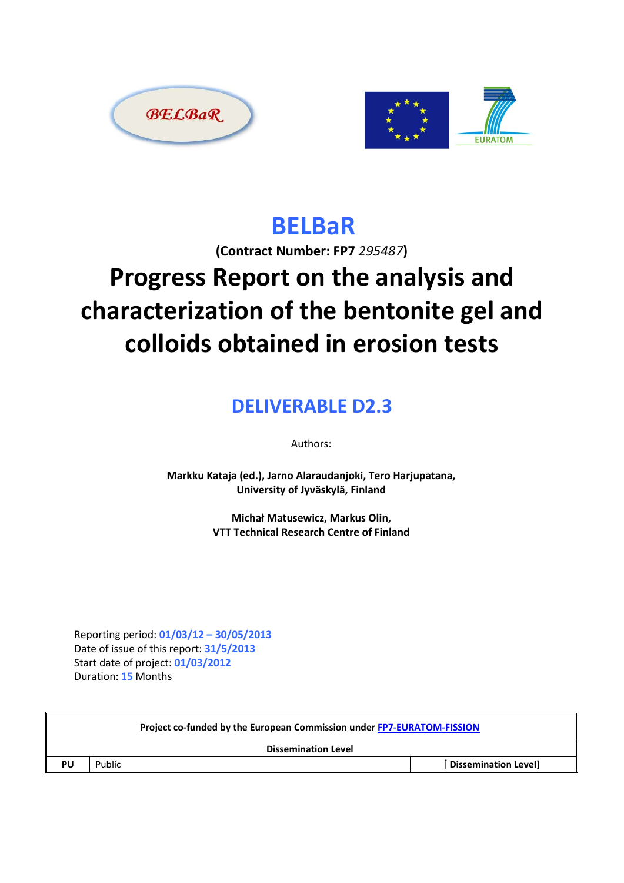# BELBaR

**(Contract Number: FP7** *295487***)**

# Progress Report on the analysis and characterization of the bentonite gel and colloids obtained in erosion tests

## DELIVERABLE D2.3

Authors:

**Markku Kataja (ed.), Jarno Alaraudanjoki, Tero Harjupatana, University of Jyväskylä, Finland**

**Michał Matusewicz, Markus Olin, VTT Technical Research Centre of Finland**

Reporting period: **01/03/12 – 30/05/2013**
Date of issue of this report: **31/5/2013**
Start date of project: **01/03/2012**
Duration: **15** Months

| | | |
|---|---|---|
| **Project co-funded by the European Commission under FP7-EURATOM-FISSION** | | |
| **Dissemination Level** | | |
| **PU** | Public | **[ Dissemination Level]** |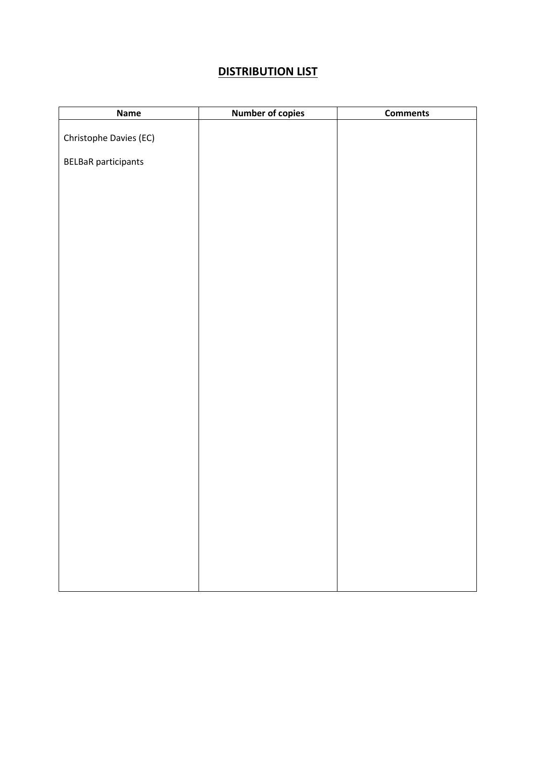# DISTRIBUTION LIST

| Name | Number of copies | Comments |
|---|---|---|
| Christophe Davies (EC) | | |
| BELBaR participants | | |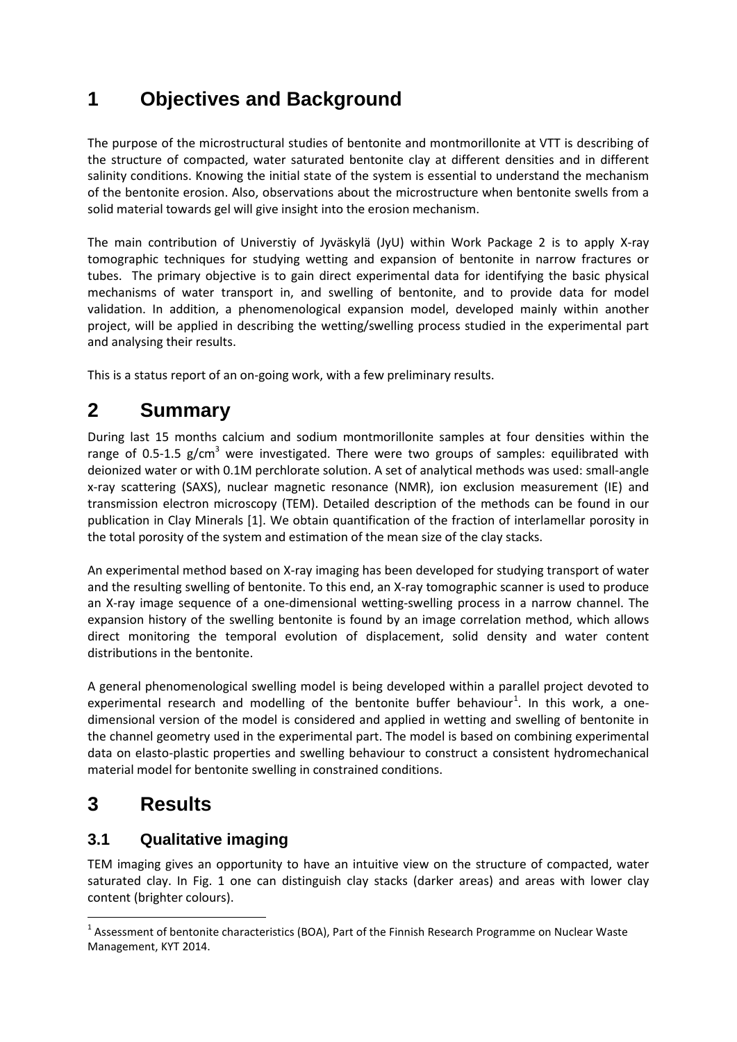# 1 Objectives and Background

The purpose of the microstructural studies of bentonite and montmorillonite at VTT is describing of the structure of compacted, water saturated bentonite clay at different densities and in different salinity conditions. Knowing the initial state of the system is essential to understand the mechanism of the bentonite erosion. Also, observations about the microstructure when bentonite swells from a solid material towards gel will give insight into the erosion mechanism.

The main contribution of Universtiy of Jyväskylä (JyU) within Work Package 2 is to apply X-ray tomographic techniques for studying wetting and expansion of bentonite in narrow fractures or tubes. The primary objective is to gain direct experimental data for identifying the basic physical mechanisms of water transport in, and swelling of bentonite, and to provide data for model validation. In addition, a phenomenological expansion model, developed mainly within another project, will be applied in describing the wetting/swelling process studied in the experimental part and analysing their results.

This is a status report of an on-going work, with a few preliminary results.

# 2 Summary

During last 15 months calcium and sodium montmorillonite samples at four densities within the range of 0.5-1.5 g/cm$^3$ were investigated. There were two groups of samples: equilibrated with deionized water or with 0.1M perchlorate solution. A set of analytical methods was used: small-angle x-ray scattering (SAXS), nuclear magnetic resonance (NMR), ion exclusion measurement (IE) and transmission electron microscopy (TEM). Detailed description of the methods can be found in our publication in Clay Minerals [1]. We obtain quantification of the fraction of interlamellar porosity in the total porosity of the system and estimation of the mean size of the clay stacks.

An experimental method based on X-ray imaging has been developed for studying transport of water and the resulting swelling of bentonite. To this end, an X-ray tomographic scanner is used to produce an X-ray image sequence of a one-dimensional wetting-swelling process in a narrow channel. The expansion history of the swelling bentonite is found by an image correlation method, which allows direct monitoring the temporal evolution of displacement, solid density and water content distributions in the bentonite.

A general phenomenological swelling model is being developed within a parallel project devoted to experimental research and modelling of the bentonite buffer behaviour[1]. In this work, a one-dimensional version of the model is considered and applied in wetting and swelling of bentonite in the channel geometry used in the experimental part. The model is based on combining experimental data on elasto-plastic properties and swelling behaviour to construct a consistent hydromechanical material model for bentonite swelling in constrained conditions.

# 3 Results

## 3.1 Qualitative imaging

TEM imaging gives an opportunity to have an intuitive view on the structure of compacted, water saturated clay. In Fig. 1 one can distinguish clay stacks (darker areas) and areas with lower clay content (brighter colours).

[1] Assessment of bentonite characteristics (BOA), Part of the Finnish Research Programme on Nuclear Waste Management, KYT 2014.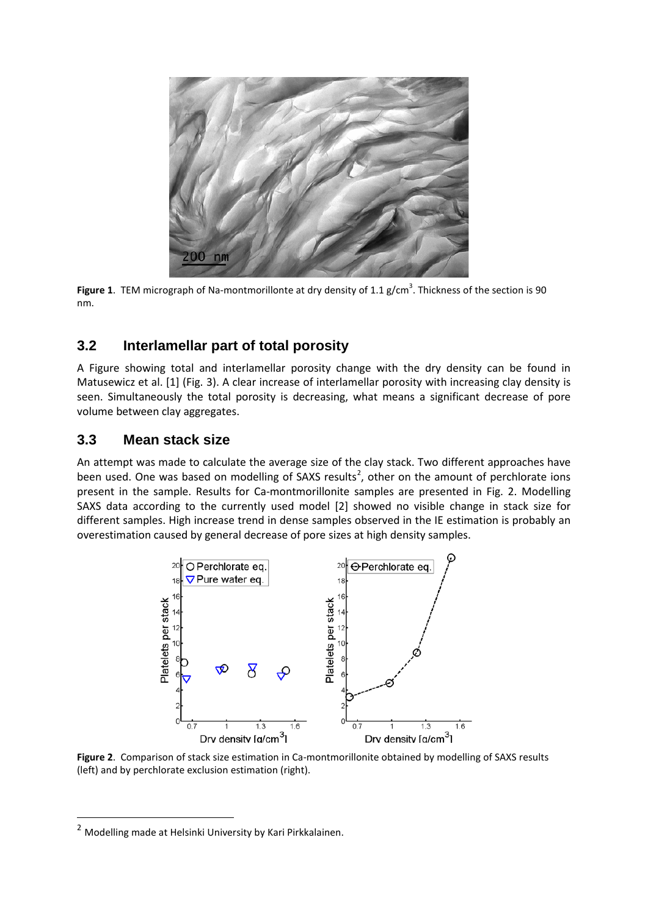200 nm

**Figure 1**. TEM micrograph of Na-montmorillonte at dry density of 1.1 $g/cm^3$. Thickness of the section is 90 nm.

## 3.2 Interlamellar part of total porosity

A Figure showing total and interlamellar porosity change with the dry density can be found in Matusewicz et al. [1] (Fig. 3). A clear increase of interlamellar porosity with increasing clay density is seen. Simultaneously the total porosity is decreasing, what means a significant decrease of pore volume between clay aggregates.

## 3.3 Mean stack size

An attempt was made to calculate the average size of the clay stack. Two different approaches have been used. One was based on modelling of SAXS results[2], other on the amount of perchlorate ions present in the sample. Results for Ca-montmorillonite samples are presented in Fig. 2. Modelling SAXS data according to the currently used model [2] showed no visible change in stack size for different samples. High increase trend in dense samples observed in the IE estimation is probably an overestimation caused by general decrease of pore sizes at high density samples.

Left panel:
Perchlorate eq.
Pure water eq.
Platelets per stack
0 2 4 6 8 10 12 14 16 18 20
0.7 1 1.3 1.6
Dry density [g/cm³]

Right panel:
Perchlorate eq.
Platelets per stack
0 2 4 6 8 10 12 14 16 18 20
0.7 1 1.3 1.6
Dry density [g/cm³]

**Figure 2**. Comparison of stack size estimation in Ca-montmorillonite obtained by modelling of SAXS results (left) and by perchlorate exclusion estimation (right).

[2] Modelling made at Helsinki University by Kari Pirkkalainen.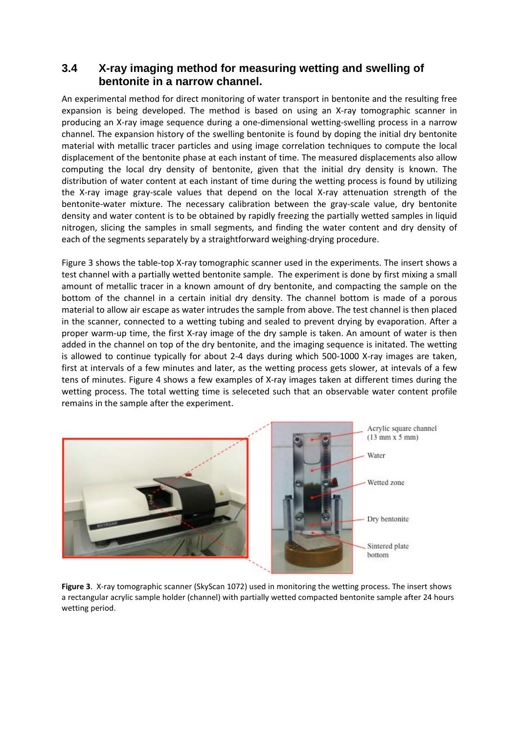### 3.4 X-ray imaging method for measuring wetting and swelling of bentonite in a narrow channel.

An experimental method for direct monitoring of water transport in bentonite and the resulting free expansion is being developed. The method is based on using an X-ray tomographic scanner in producing an X-ray image sequence during a one-dimensional wetting-swelling process in a narrow channel. The expansion history of the swelling bentonite is found by doping the initial dry bentonite material with metallic tracer particles and using image correlation techniques to compute the local displacement of the bentonite phase at each instant of time. The measured displacements also allow computing the local dry density of bentonite, given that the initial dry density is known. The distribution of water content at each instant of time during the wetting process is found by utilizing the X-ray image gray-scale values that depend on the local X-ray attenuation strength of the bentonite-water mixture. The necessary calibration between the gray-scale value, dry bentonite density and water content is to be obtained by rapidly freezing the partially wetted samples in liquid nitrogen, slicing the samples in small segments, and finding the water content and dry density of each of the segments separately by a straightforward weighing-drying procedure.

Figure 3 shows the table-top X-ray tomographic scanner used in the experiments. The insert shows a test channel with a partially wetted bentonite sample. The experiment is done by first mixing a small amount of metallic tracer in a known amount of dry bentonite, and compacting the sample on the bottom of the channel in a certain initial dry density. The channel bottom is made of a porous material to allow air escape as water intrudes the sample from above. The test channel is then placed in the scanner, connected to a wetting tubing and sealed to prevent drying by evaporation. After a proper warm-up time, the first X-ray image of the dry sample is taken. An amount of water is then added in the channel on top of the dry bentonite, and the imaging sequence is initated. The wetting is allowed to continue typically for about 2-4 days during which 500-1000 X-ray images are taken, first at intervals of a few minutes and later, as the wetting process gets slower, at intevals of a few tens of minutes. Figure 4 shows a few examples of X-ray images taken at different times during the wetting process. The total wetting time is seleceted such that an observable water content profile remains in the sample after the experiment.

Acrylic square channel (13 mm x 5 mm)

Water

Wetted zone

Dry bentonite

Sintered plate bottom

**Figure 3**. X-ray tomographic scanner (SkyScan 1072) used in monitoring the wetting process. The insert shows a rectangular acrylic sample holder (channel) with partially wetted compacted bentonite sample after 24 hours wetting period.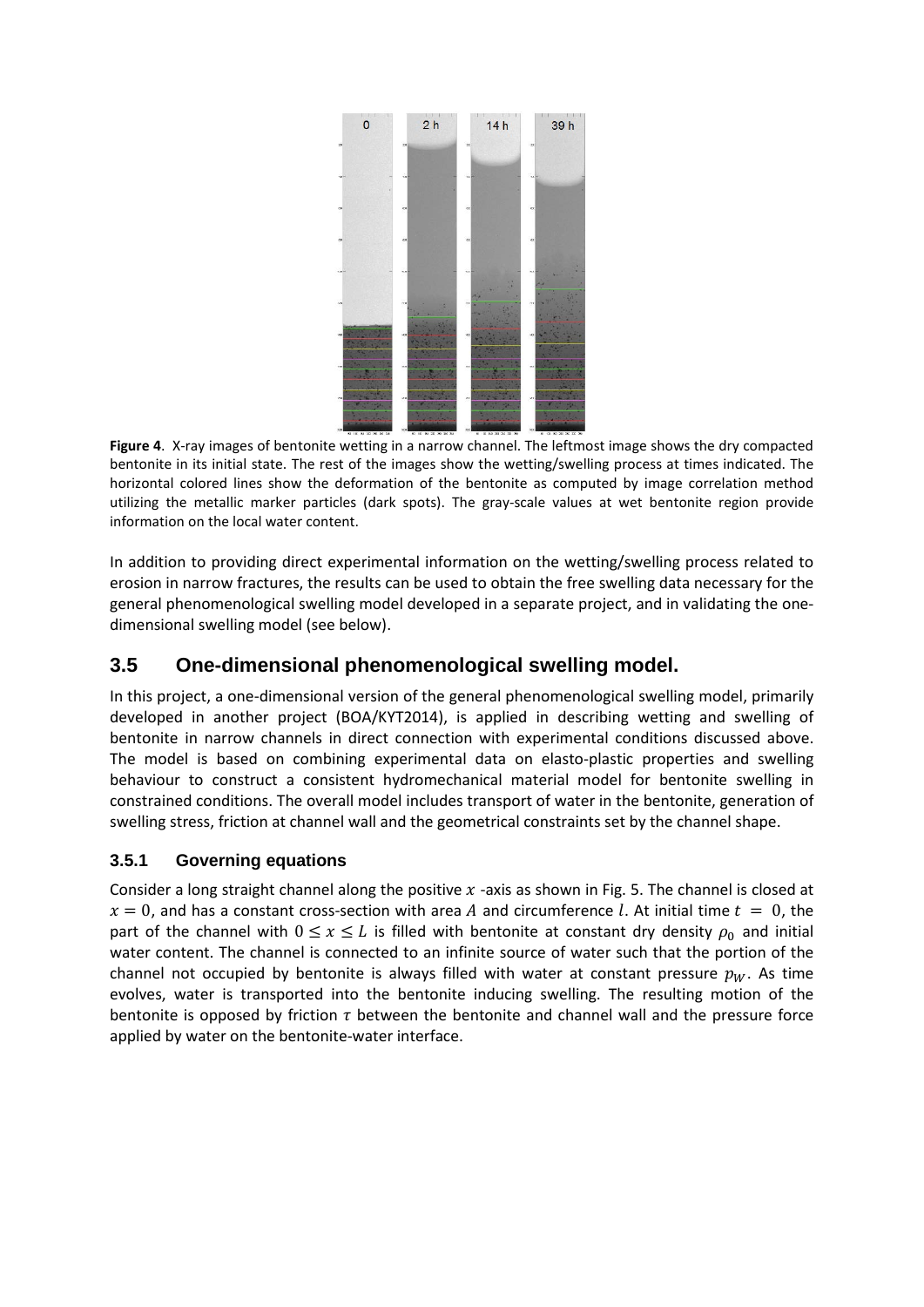**Figure 4**. X-ray images of bentonite wetting in a narrow channel. The leftmost image shows the dry compacted bentonite in its initial state. The rest of the images show the wetting/swelling process at times indicated. The horizontal colored lines show the deformation of the bentonite as computed by image correlation method utilizing the metallic marker particles (dark spots). The gray-scale values at wet bentonite region provide information on the local water content.

In addition to providing direct experimental information on the wetting/swelling process related to erosion in narrow fractures, the results can be used to obtain the free swelling data necessary for the general phenomenological swelling model developed in a separate project, and in validating the one-dimensional swelling model (see below).

## 3.5 One-dimensional phenomenological swelling model.

In this project, a one-dimensional version of the general phenomenological swelling model, primarily developed in another project (BOA/KYT2014), is applied in describing wetting and swelling of bentonite in narrow channels in direct connection with experimental conditions discussed above. The model is based on combining experimental data on elasto-plastic properties and swelling behaviour to construct a consistent hydromechanical material model for bentonite swelling in constrained conditions. The overall model includes transport of water in the bentonite, generation of swelling stress, friction at channel wall and the geometrical constraints set by the channel shape.

### 3.5.1 Governing equations

Consider a long straight channel along the positive $x$ -axis as shown in Fig. 5. The channel is closed at $x = 0$, and has a constant cross-section with area $A$ and circumference $l$. At initial time $t = 0$, the part of the channel with $0 \leq x \leq L$ is filled with bentonite at constant dry density $\rho_0$ and initial water content. The channel is connected to an infinite source of water such that the portion of the channel not occupied by bentonite is always filled with water at constant pressure $p_W$. As time evolves, water is transported into the bentonite inducing swelling. The resulting motion of the bentonite is opposed by friction $\tau$ between the bentonite and channel wall and the pressure force applied by water on the bentonite-water interface.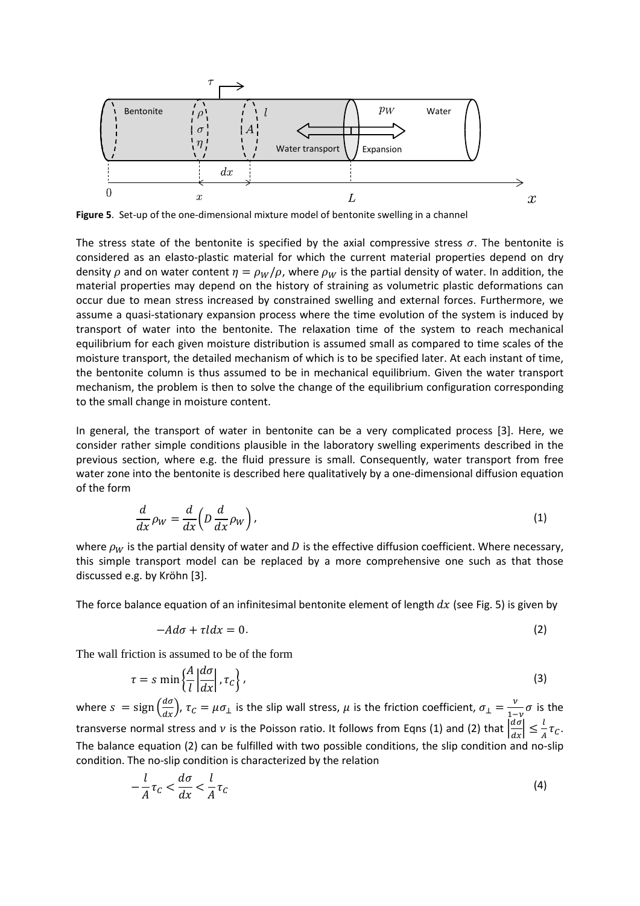Bentonite

$\tau$

$\rho$

$\sigma$

$\eta$

$A$

$l$

$p_W$

Water

Water transport

Expansion

$dx$

0

$x$

$L$

$x$

**Figure 5**. Set-up of the one-dimensional mixture model of bentonite swelling in a channel

The stress state of the bentonite is specified by the axial compressive stress $\sigma$. The bentonite is considered as an elasto-plastic material for which the current material properties depend on dry density $\rho$ and on water content $\eta = \rho_W/\rho$, where $\rho_W$ is the partial density of water. In addition, the material properties may depend on the history of straining as volumetric plastic deformations can occur due to mean stress increased by constrained swelling and external forces. Furthermore, we assume a quasi-stationary expansion process where the time evolution of the system is induced by transport of water into the bentonite. The relaxation time of the system to reach mechanical equilibrium for each given moisture distribution is assumed small as compared to time scales of the moisture transport, the detailed mechanism of which is to be specified later. At each instant of time, the bentonite column is thus assumed to be in mechanical equilibrium. Given the water transport mechanism, the problem is then to solve the change of the equilibrium configuration corresponding to the small change in moisture content.

In general, the transport of water in bentonite can be a very complicated process [3]. Here, we consider rather simple conditions plausible in the laboratory swelling experiments described in the previous section, where e.g. the fluid pressure is small. Consequently, water transport from free water zone into the bentonite is described here qualitatively by a one-dimensional diffusion equation of the form

$$\frac{d}{dx}\rho_W = \frac{d}{dx}\left(D\frac{d}{dx}\rho_W\right), \tag{1}$$

where $\rho_W$ is the partial density of water and $D$ is the effective diffusion coefficient. Where necessary, this simple transport model can be replaced by a more comprehensive one such as that those discussed e.g. by Kröhn [3].

The force balance equation of an infinitesimal bentonite element of length $dx$ (see Fig. 5) is given by

$$-Ad\sigma + \tau l dx = 0. \tag{2}$$

The wall friction is assumed to be of the form

$$\tau = s\,\min\left\{\frac{A}{l}\left|\frac{d\sigma}{dx}\right|, \tau_C\right\}, \tag{3}$$

where $s = \text{sign}\left(\frac{d\sigma}{dx}\right)$, $\tau_C = \mu\sigma_\perp$ is the slip wall stress, $\mu$ is the friction coefficient, $\sigma_\perp = \frac{\nu}{1-\nu}\sigma$ is the transverse normal stress and $\nu$ is the Poisson ratio. It follows from Eqns (1) and (2) that $\left|\frac{d\sigma}{dx}\right| \leq \frac{l}{A}\tau_C$. The balance equation (2) can be fulfilled with two possible conditions, the slip condition and no-slip condition. The no-slip condition is characterized by the relation

$$-\frac{l}{A}\tau_C < \frac{d\sigma}{dx} < \frac{l}{A}\tau_C \tag{4}$$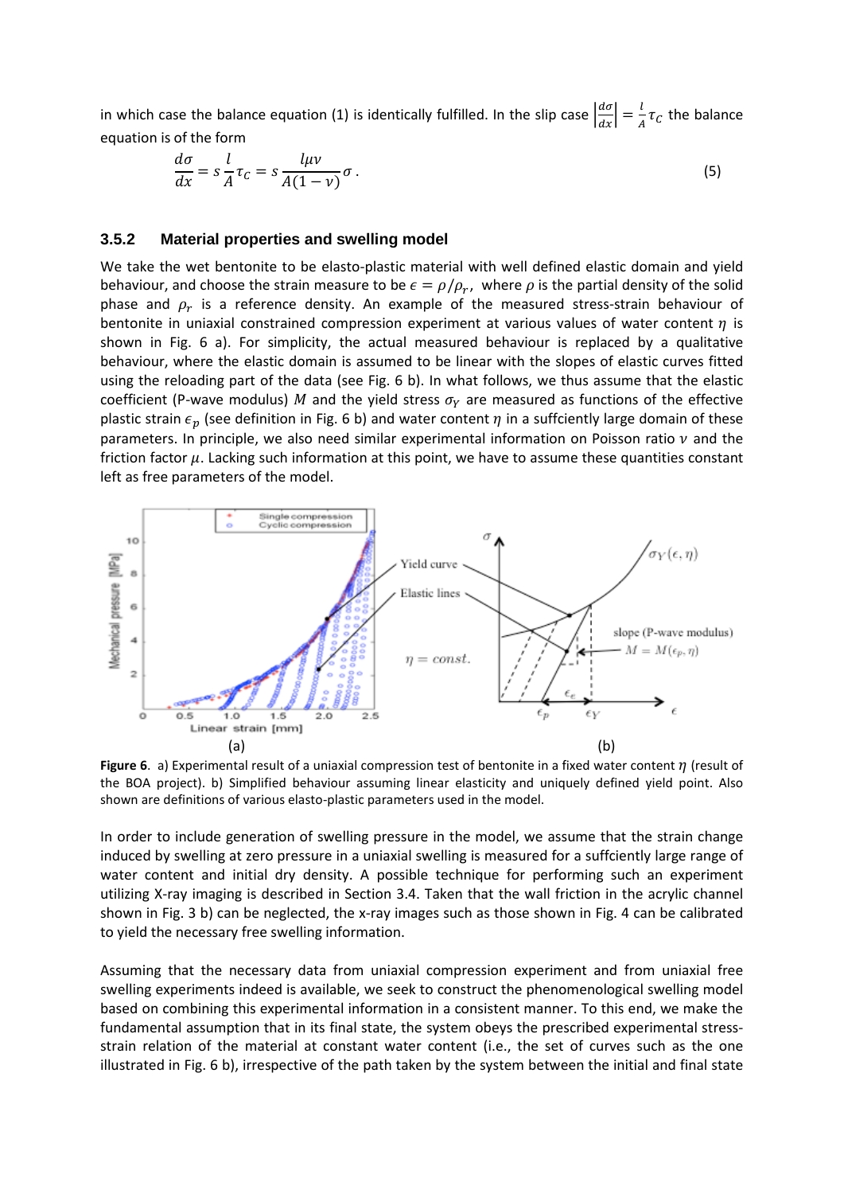in which case the balance equation (1) is identically fulfilled. In the slip case $\left|\frac{d\sigma}{dx}\right| = \frac{l}{A}\tau_C$ the balance equation is of the form

$$\frac{d\sigma}{dx} = s\,\frac{l}{A}\tau_C = s\,\frac{l\mu\nu}{A(1-\nu)}\sigma\,. \tag{5}$$

### 3.5.2 Material properties and swelling model

We take the wet bentonite to be elasto-plastic material with well defined elastic domain and yield behaviour, and choose the strain measure to be $\epsilon = \rho/\rho_r$, where $\rho$ is the partial density of the solid phase and $\rho_r$ is a reference density. An example of the measured stress-strain behaviour of bentonite in uniaxial constrained compression experiment at various values of water content $\eta$ is shown in Fig. 6 a). For simplicity, the actual measured behaviour is replaced by a qualitative behaviour, where the elastic domain is assumed to be linear with the slopes of elastic curves fitted using the reloading part of the data (see Fig. 6 b). In what follows, we thus assume that the elastic coefficient (P-wave modulus) $M$ and the yield stress $\sigma_Y$ are measured as functions of the effective plastic strain $\epsilon_p$ (see definition in Fig. 6 b) and water content $\eta$ in a suffciently large domain of these parameters. In principle, we also need similar experimental information on Poisson ratio $\nu$ and the friction factor $\mu$. Lacking such information at this point, we have to assume these quantities constant left as free parameters of the model.

Single compression
Cyclic compression
Mechanical pressure [MPa]
Linear strain [mm]
0 0.5 1.0 1.5 2.0 2.5
2 4 6 8 10
Yield curve
Elastic lines
$\eta = const.$
$\sigma$
$\sigma_Y(\epsilon, \eta)$
slope (P-wave modulus)
$M = M(\epsilon_p, \eta)$
$\epsilon_e$
$\epsilon_p$
$\epsilon_Y$
$\epsilon$
(a)
(b)

**Figure 6**. a) Experimental result of a uniaxial compression test of bentonite in a fixed water content $\eta$ (result of the BOA project). b) Simplified behaviour assuming linear elasticity and uniquely defined yield point. Also shown are definitions of various elasto-plastic parameters used in the model.

In order to include generation of swelling pressure in the model, we assume that the strain change induced by swelling at zero pressure in a uniaxial swelling is measured for a suffciently large range of water content and initial dry density. A possible technique for performing such an experiment utilizing X-ray imaging is described in Section 3.4. Taken that the wall friction in the acrylic channel shown in Fig. 3 b) can be neglected, the x-ray images such as those shown in Fig. 4 can be calibrated to yield the necessary free swelling information.

Assuming that the necessary data from uniaxial compression experiment and from uniaxial free swelling experiments indeed is available, we seek to construct the phenomenological swelling model based on combining this experimental information in a consistent manner. To this end, we make the fundamental assumption that in its final state, the system obeys the prescribed experimental stress-strain relation of the material at constant water content (i.e., the set of curves such as the one illustrated in Fig. 6 b), irrespective of the path taken by the system between the initial and final state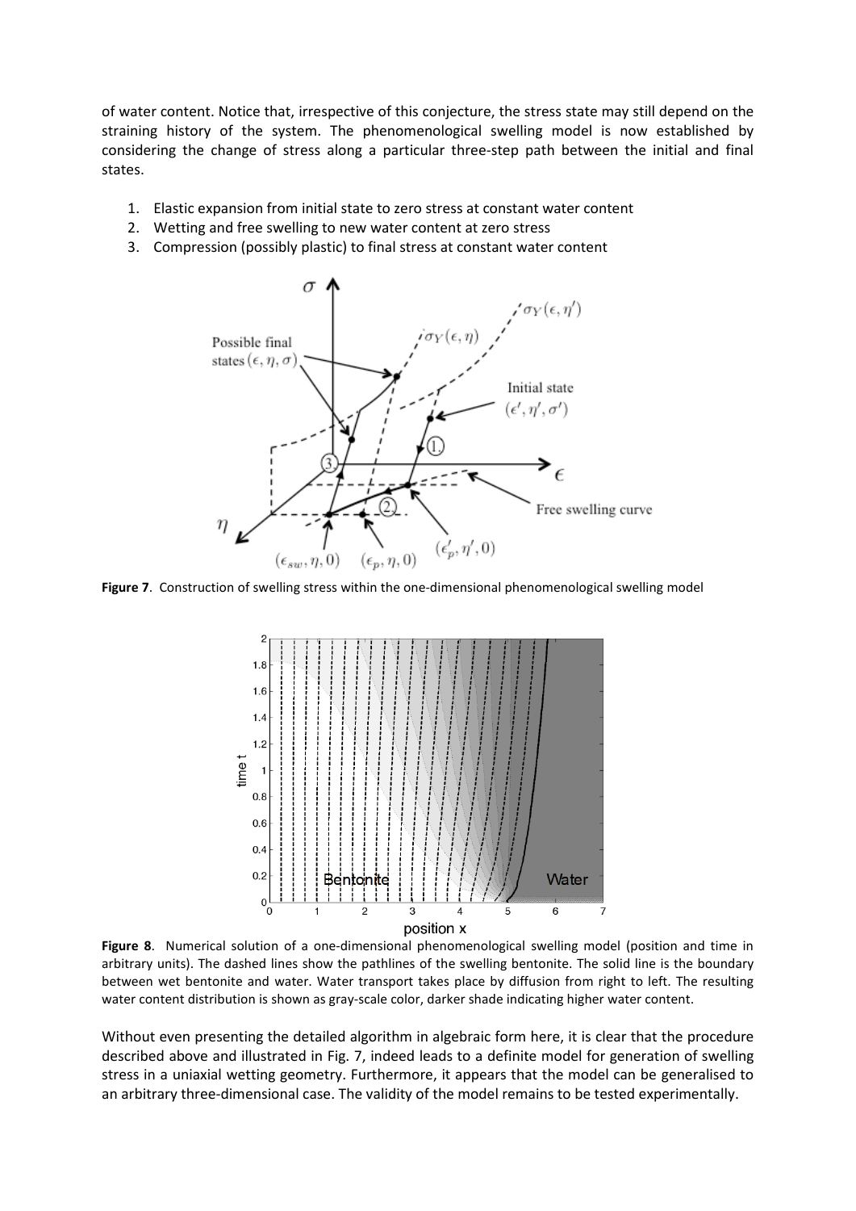of water content. Notice that, irrespective of this conjecture, the stress state may still depend on the straining history of the system. The phenomenological swelling model is now established by considering the change of stress along a particular three-step path between the initial and final states.

1. Elastic expansion from initial state to zero stress at constant water content
2. Wetting and free swelling to new water content at zero stress
3. Compression (possibly plastic) to final stress at constant water content

$\sigma$

$\sigma_Y(\epsilon, \eta')$

$\sigma_Y(\epsilon, \eta)$

Possible final states $(\epsilon, \eta, \sigma)$

Initial state $(\epsilon', \eta', \sigma')$

1.

3

2

$\epsilon$

$\eta$

Free swelling curve

$(\epsilon_{sw}, \eta, 0)$

$(\epsilon_p, \eta, 0)$

$(\epsilon'_p, \eta', 0)$

**Figure 7**. Construction of swelling stress within the one-dimensional phenomenological swelling model

time t

0, 0.2, 0.4, 0.6, 0.8, 1, 1.2, 1.4, 1.6, 1.8, 2

position x

0, 1, 2, 3, 4, 5, 6, 7

Bentonite

Water

**Figure 8**. Numerical solution of a one-dimensional phenomenological swelling model (position and time in arbitrary units). The dashed lines show the pathlines of the swelling bentonite. The solid line is the boundary between wet bentonite and water. Water transport takes place by diffusion from right to left. The resulting water content distribution is shown as gray-scale color, darker shade indicating higher water content.

Without even presenting the detailed algorithm in algebraic form here, it is clear that the procedure described above and illustrated in Fig. 7, indeed leads to a definite model for generation of swelling stress in a uniaxial wetting geometry. Furthermore, it appears that the model can be generalised to an arbitrary three-dimensional case. The validity of the model remains to be tested experimentally.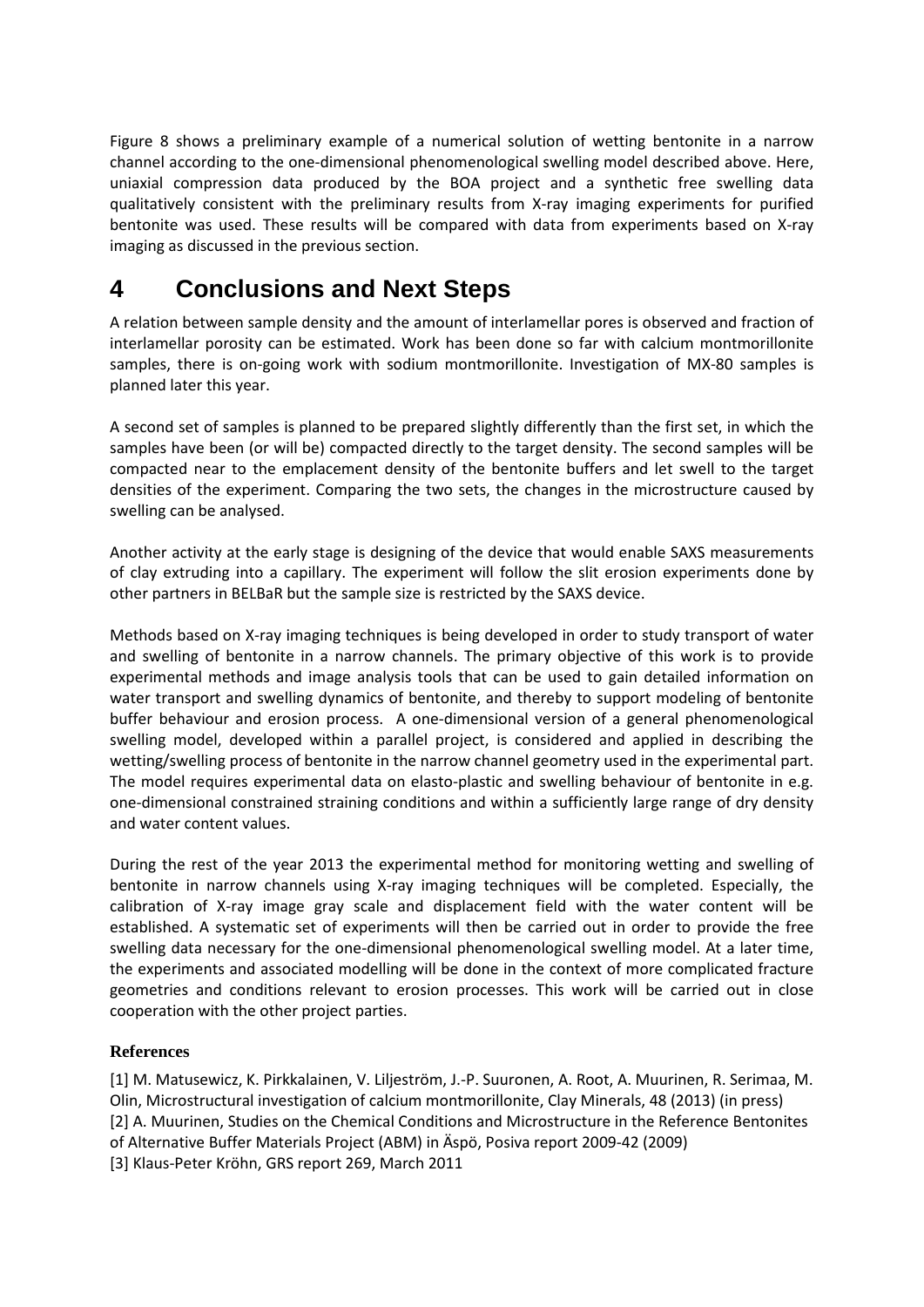Figure 8 shows a preliminary example of a numerical solution of wetting bentonite in a narrow channel according to the one-dimensional phenomenological swelling model described above. Here, uniaxial compression data produced by the BOA project and a synthetic free swelling data qualitatively consistent with the preliminary results from X-ray imaging experiments for purified bentonite was used. These results will be compared with data from experiments based on X-ray imaging as discussed in the previous section.

# 4 Conclusions and Next Steps

A relation between sample density and the amount of interlamellar pores is observed and fraction of interlamellar porosity can be estimated. Work has been done so far with calcium montmorillonite samples, there is on-going work with sodium montmorillonite. Investigation of MX-80 samples is planned later this year.

A second set of samples is planned to be prepared slightly differently than the first set, in which the samples have been (or will be) compacted directly to the target density. The second samples will be compacted near to the emplacement density of the bentonite buffers and let swell to the target densities of the experiment. Comparing the two sets, the changes in the microstructure caused by swelling can be analysed.

Another activity at the early stage is designing of the device that would enable SAXS measurements of clay extruding into a capillary. The experiment will follow the slit erosion experiments done by other partners in BELBaR but the sample size is restricted by the SAXS device.

Methods based on X-ray imaging techniques is being developed in order to study transport of water and swelling of bentonite in a narrow channels. The primary objective of this work is to provide experimental methods and image analysis tools that can be used to gain detailed information on water transport and swelling dynamics of bentonite, and thereby to support modeling of bentonite buffer behaviour and erosion process. A one-dimensional version of a general phenomenological swelling model, developed within a parallel project, is considered and applied in describing the wetting/swelling process of bentonite in the narrow channel geometry used in the experimental part. The model requires experimental data on elasto-plastic and swelling behaviour of bentonite in e.g. one-dimensional constrained straining conditions and within a sufficiently large range of dry density and water content values.

During the rest of the year 2013 the experimental method for monitoring wetting and swelling of bentonite in narrow channels using X-ray imaging techniques will be completed. Especially, the calibration of X-ray image gray scale and displacement field with the water content will be established. A systematic set of experiments will then be carried out in order to provide the free swelling data necessary for the one-dimensional phenomenological swelling model. At a later time, the experiments and associated modelling will be done in the context of more complicated fracture geometries and conditions relevant to erosion processes. This work will be carried out in close cooperation with the other project parties.

### References

[1] M. Matusewicz, K. Pirkkalainen, V. Liljeström, J.-P. Suuronen, A. Root, A. Muurinen, R. Serimaa, M. Olin, Microstructural investigation of calcium montmorillonite, Clay Minerals, 48 (2013) (in press)
[2] A. Muurinen, Studies on the Chemical Conditions and Microstructure in the Reference Bentonites of Alternative Buffer Materials Project (ABM) in Äspö, Posiva report 2009-42 (2009)
[3] Klaus-Peter Kröhn, GRS report 269, March 2011